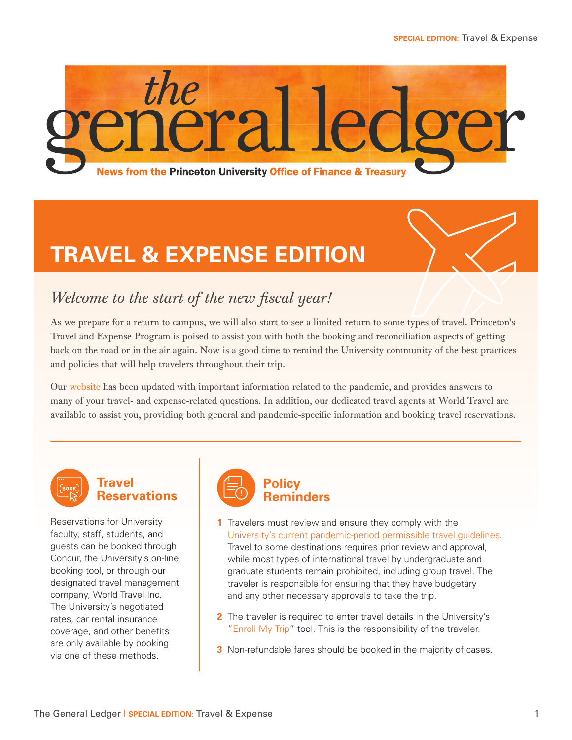# the general ledger

**News from the Princeton University Office of Finance & Treasury**

## TRAVEL & EXPENSE EDITION

### *Welcome to the start of the new fiscal year!*

As we prepare for a return to campus, we will also start to see a limited return to some types of travel. Princeton's Travel and Expense Program is poised to assist you with both the booking and reconciliation aspects of getting back on the road or in the air again. Now is a good time to remind the University community of the best practices and policies that will help travelers throughout their trip.

Our website has been updated with important information related to the pandemic, and provides answers to many of your travel- and expense-related questions. In addition, our dedicated travel agents at World Travel are available to assist you, providing both general and pandemic-specific information and booking travel reservations.

### Travel Reservations

Reservations for University faculty, staff, students, and guests can be booked through Concur, the University's on-line booking tool, or through our designated travel management company, World Travel Inc. The University's negotiated rates, car rental insurance coverage, and other benefits are only available by booking via one of these methods.

### Policy Reminders

1. Travelers must review and ensure they comply with the University's current pandemic-period permissible travel guidelines. Travel to some destinations requires prior review and approval, while most types of international travel by undergraduate and graduate students remain prohibited, including group travel. The traveler is responsible for ensuring that they have budgetary and any other necessary approvals to take the trip.
2. The traveler is required to enter travel details in the University's "Enroll My Trip" tool. This is the responsibility of the traveler.
3. Non-refundable fares should be booked in the majority of cases.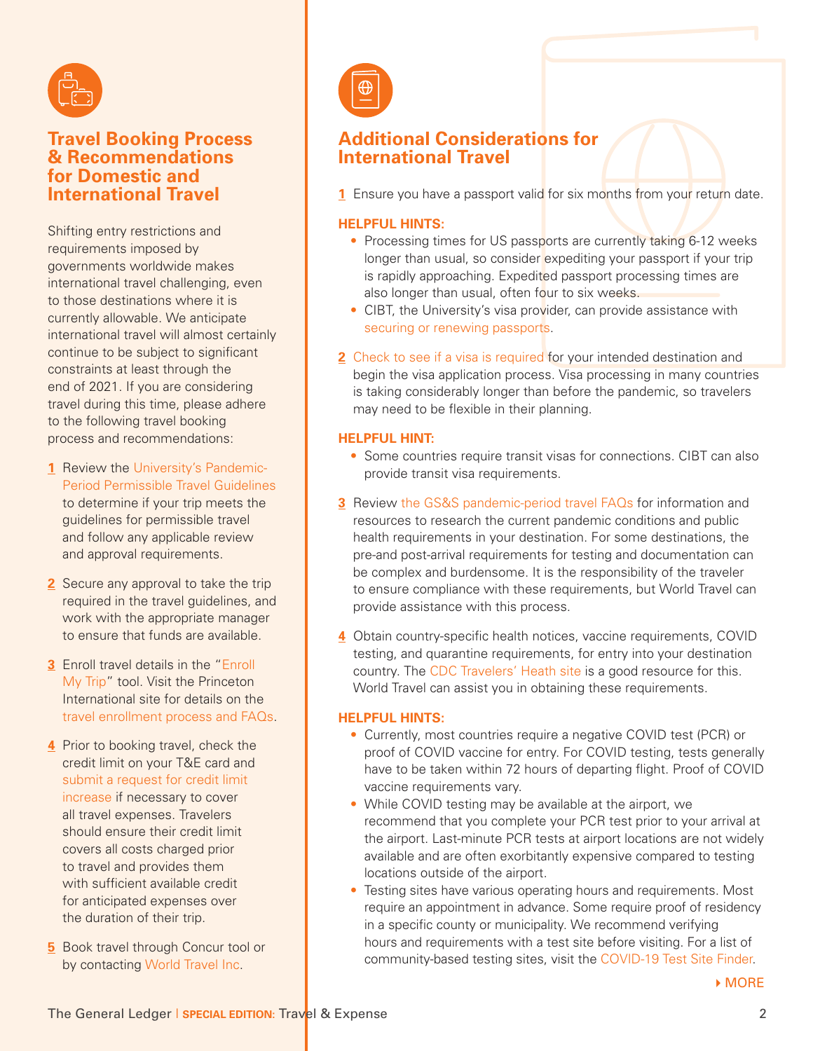## Travel Booking Process & Recommendations for Domestic and International Travel

Shifting entry restrictions and requirements imposed by governments worldwide makes international travel challenging, even to those destinations where it is currently allowable. We anticipate international travel will almost certainly continue to be subject to significant constraints at least through the end of 2021. If you are considering travel during this time, please adhere to the following travel booking process and recommendations:

1. Review the University's Pandemic-Period Permissible Travel Guidelines to determine if your trip meets the guidelines for permissible travel and follow any applicable review and approval requirements.
2. Secure any approval to take the trip required in the travel guidelines, and work with the appropriate manager to ensure that funds are available.
3. Enroll travel details in the "Enroll My Trip" tool. Visit the Princeton International site for details on the travel enrollment process and FAQs.
4. Prior to booking travel, check the credit limit on your T&E card and submit a request for credit limit increase if necessary to cover all travel expenses. Travelers should ensure their credit limit covers all costs charged prior to travel and provides them with sufficient available credit for anticipated expenses over the duration of their trip.
5. Book travel through Concur tool or by contacting World Travel Inc.

## Additional Considerations for International Travel

1. Ensure you have a passport valid for six months from your return date.

**HELPFUL HINTS:**

- Processing times for US passports are currently taking 6-12 weeks longer than usual, so consider expediting your passport if your trip is rapidly approaching. Expedited passport processing times are also longer than usual, often four to six weeks.
- CIBT, the University's visa provider, can provide assistance with securing or renewing passports.

2. Check to see if a visa is required for your intended destination and begin the visa application process. Visa processing in many countries is taking considerably longer than before the pandemic, so travelers may need to be flexible in their planning.

**HELPFUL HINT:**

- Some countries require transit visas for connections. CIBT can also provide transit visa requirements.

3. Review the GS&S pandemic-period travel FAQs for information and resources to research the current pandemic conditions and public health requirements in your destination. For some destinations, the pre-and post-arrival requirements for testing and documentation can be complex and burdensome. It is the responsibility of the traveler to ensure compliance with these requirements, but World Travel can provide assistance with this process.

4. Obtain country-specific health notices, vaccine requirements, COVID testing, and quarantine requirements, for entry into your destination country. The CDC Travelers' Heath site is a good resource for this. World Travel can assist you in obtaining these requirements.

**HELPFUL HINTS:**

- Currently, most countries require a negative COVID test (PCR) or proof of COVID vaccine for entry. For COVID testing, tests generally have to be taken within 72 hours of departing flight. Proof of COVID vaccine requirements vary.
- While COVID testing may be available at the airport, we recommend that you complete your PCR test prior to your arrival at the airport. Last-minute PCR tests at airport locations are not widely available and are often exorbitantly expensive compared to testing locations outside of the airport.
- Testing sites have various operating hours and requirements. Most require an appointment in advance. Some require proof of residency in a specific county or municipality. We recommend verifying hours and requirements with a test site before visiting. For a list of community-based testing sites, visit the COVID-19 Test Site Finder.

MORE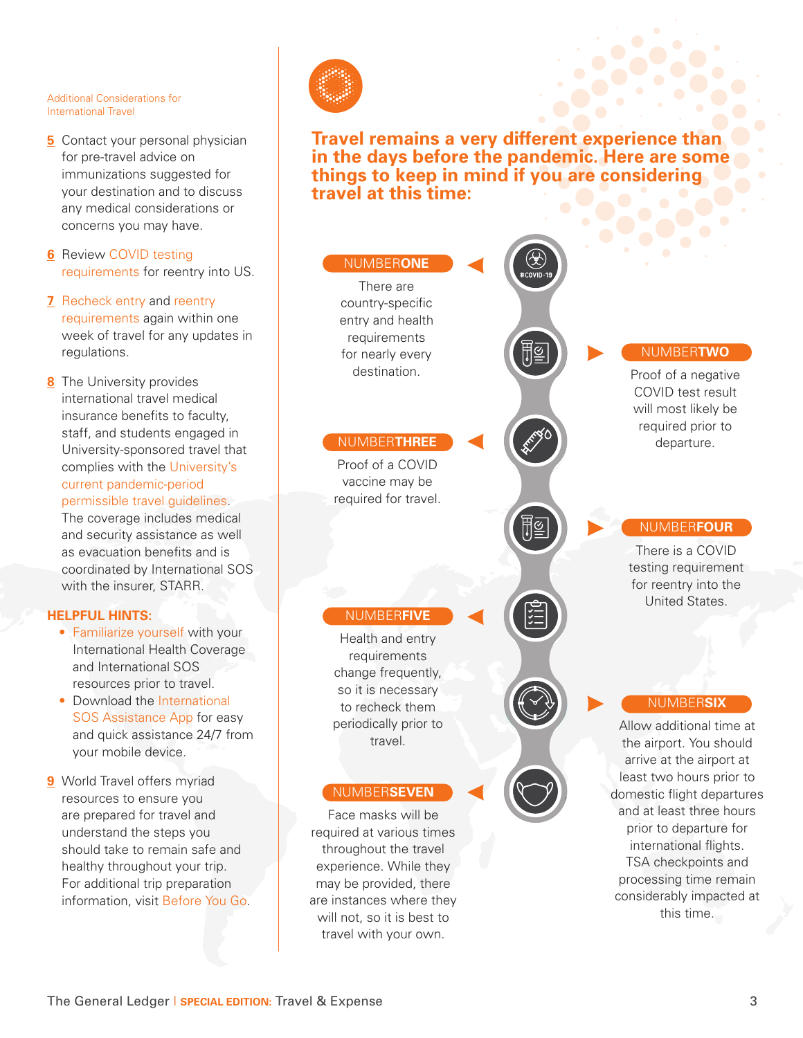## Additional Considerations for International Travel

5. Contact your personal physician for pre-travel advice on immunizations suggested for your destination and to discuss any medical considerations or concerns you may have.
6. Review COVID testing requirements for reentry into US.
7. Recheck entry and reentry requirements again within one week of travel for any updates in regulations.
8. The University provides international travel medical insurance benefits to faculty, staff, and students engaged in University-sponsored travel that complies with the University's current pandemic-period permissible travel guidelines. The coverage includes medical and security assistance as well as evacuation benefits and is coordinated by International SOS with the insurer, STARR.

**HELPFUL HINTS:**

- Familiarize yourself with your International Health Coverage and International SOS resources prior to travel.
- Download the International SOS Assistance App for easy and quick assistance 24/7 from your mobile device.

9. World Travel offers myriad resources to ensure you are prepared for travel and understand the steps you should take to remain safe and healthy throughout your trip. For additional trip preparation information, visit Before You Go.

## Travel remains a very different experience than in the days before the pandemic. Here are some things to keep in mind if you are considering travel at this time:

**NUMBER ONE**
There are country-specific entry and health requirements for nearly every destination.

**NUMBER TWO**
Proof of a negative COVID test result will most likely be required prior to departure.

**NUMBER THREE**
Proof of a COVID vaccine may be required for travel.

**NUMBER FOUR**
There is a COVID testing requirement for reentry into the United States.

**NUMBER FIVE**
Health and entry requirements change frequently, so it is necessary to recheck them periodically prior to travel.

**NUMBER SIX**
Allow additional time at the airport. You should arrive at the airport at least two hours prior to domestic flight departures and at least three hours prior to departure for international flights. TSA checkpoints and processing time remain considerably impacted at this time.

**NUMBER SEVEN**
Face masks will be required at various times throughout the travel experience. While they may be provided, there are instances where they will not, so it is best to travel with your own.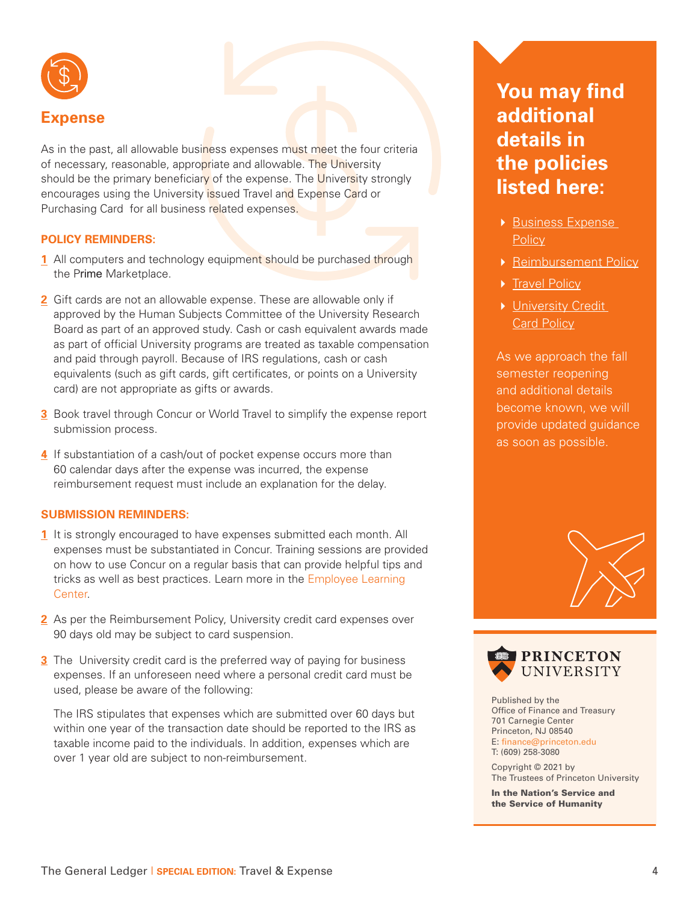## Expense

As in the past, all allowable business expenses must meet the four criteria of necessary, reasonable, appropriate and allowable. The University should be the primary beneficiary of the expense. The University strongly encourages using the University issued Travel and Expense Card or Purchasing Card for all business related expenses.

### POLICY REMINDERS:

1. All computers and technology equipment should be purchased through the Prime Marketplace.
2. Gift cards are not an allowable expense. These are allowable only if approved by the Human Subjects Committee of the University Research Board as part of an approved study. Cash or cash equivalent awards made as part of official University programs are treated as taxable compensation and paid through payroll. Because of IRS regulations, cash or cash equivalents (such as gift cards, gift certificates, or points on a University card) are not appropriate as gifts or awards.
3. Book travel through Concur or World Travel to simplify the expense report submission process.
4. If substantiation of a cash/out of pocket expense occurs more than 60 calendar days after the expense was incurred, the expense reimbursement request must include an explanation for the delay.

### SUBMISSION REMINDERS:

1. It is strongly encouraged to have expenses submitted each month. All expenses must be substantiated in Concur. Training sessions are provided on how to use Concur on a regular basis that can provide helpful tips and tricks as well as best practices. Learn more in the Employee Learning Center.
2. As per the Reimbursement Policy, University credit card expenses over 90 days old may be subject to card suspension.
3. The University credit card is the preferred way of paying for business expenses. If an unforeseen need where a personal credit card must be used, please be aware of the following:

   The IRS stipulates that expenses which are submitted over 60 days but within one year of the transaction date should be reported to the IRS as taxable income paid to the individuals. In addition, expenses which are over 1 year old are subject to non-reimbursement.

## You may find additional details in the policies listed here:

- Business Expense Policy
- Reimbursement Policy
- Travel Policy
- University Credit Card Policy

As we approach the fall semester reopening and additional details become known, we will provide updated guidance as soon as possible.

**PRINCETON UNIVERSITY**

Published by the
Office of Finance and Treasury
701 Carnegie Center
Princeton, NJ 08540
E: finance@princeton.edu
T: (609) 258-3080

Copyright © 2021 by
The Trustees of Princeton University

**In the Nation's Service and the Service of Humanity**